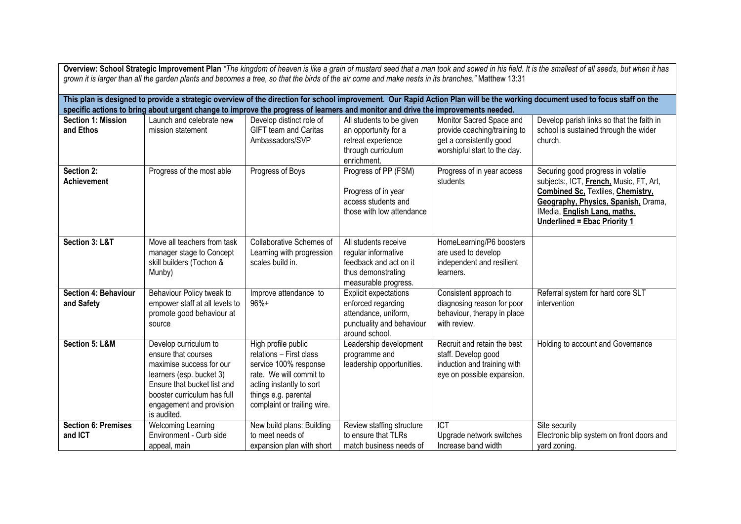**Overview: School Strategic Improvement Plan** *"The kingdom of heaven is like a grain of mustard seed that a man took and sowed in his field. It is the smallest of all seeds, but when it has grown it is larger than all the garden plants and becomes a tree, so that the birds of the air come and make nests in its branches."* Matthew 13:31

**This plan is designed to provide a strategic overview of the direction for school improvement. Our <u>Rapid Action Plan</u> will be the working document used to focus staff on the specific actions to bring about urgent change to improve the progress of learners and monitor and drive the improvements needed.**

| | | | | | |
|---|---|---|---|---|---|
| **Section 1: Mission and Ethos** | Launch and celebrate new mission statement | Develop distinct role of GIFT team and Caritas Ambassadors/SVP | All students to be given an opportunity for a retreat experience through curriculum enrichment. | Monitor Sacred Space and provide coaching/training to get a consistently good worshipful start to the day. | Develop parish links so that the faith in school is sustained through the wider church. |
| **Section 2: Achievement** | Progress of the most able | Progress of Boys | Progress of PP (FSM)<br><br>Progress of in year access students and those with low attendance | Progress of in year access students | Securing good progress in volatile subjects:, ICT, **<u>French,</u>** Music, FT, Art, **<u>Combined Sc,</u>** Textiles, **<u>Chemistry, Geography, Physics, Spanish,</u>** Drama, IMedia, **<u>English Lang, maths.</u>**<br>**<u>Underlined = Ebac Priority 1</u>** |
| **Section 3: L&T** | Move all teachers from task manager stage to Concept skill builders (Tochon & Munby) | Collaborative Schemes of Learning with progression scales build in. | All students receive regular informative feedback and act on it thus demonstrating measurable progress. | HomeLearning/P6 boosters are used to develop independent and resilient learners. | |
| **Section 4: Behaviour and Safety** | Behaviour Policy tweak to empower staff at all levels to promote good behaviour at source | Improve attendance to 96%+ | Explicit expectations enforced regarding attendance, uniform, punctuality and behaviour around school. | Consistent approach to diagnosing reason for poor behaviour, therapy in place with review. | Referral system for hard core SLT intervention |
| **Section 5: L&M** | Develop curriculum to ensure that courses maximise success for our learners (esp. bucket 3) Ensure that bucket list and booster curriculum has full engagement and provision is audited. | High profile public relations – First class service 100% response rate. We will commit to acting instantly to sort things e.g. parental complaint or trailing wire. | Leadership development programme and leadership opportunities. | Recruit and retain the best staff. Develop good induction and training with eye on possible expansion. | Holding to account and Governance |
| **Section 6: Premises and ICT** | Welcoming Learning Environment - Curb side appeal, main | New build plans: Building to meet needs of expansion plan with short | Review staffing structure to ensure that TLRs match business needs of | <u>ICT</u><br>Upgrade network switches<br>Increase band width | Site security<br>Electronic blip system on front doors and yard zoning. |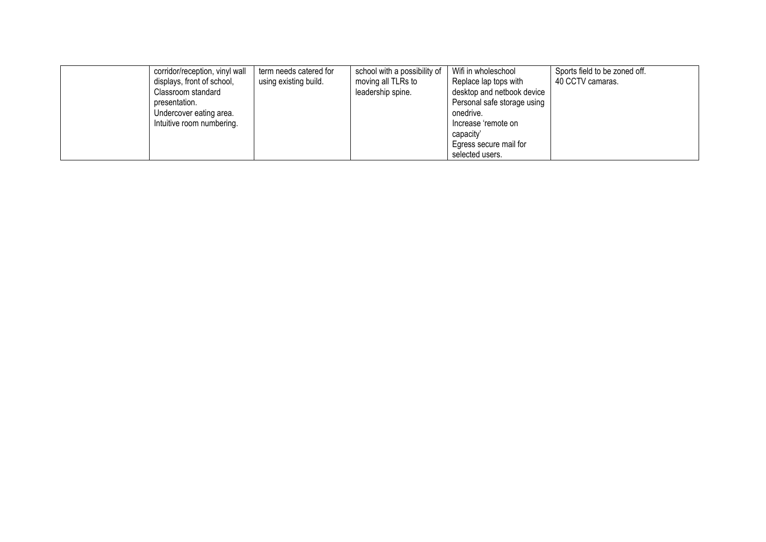| | | | | | |
|---|---|---|---|---|---|
| | corridor/reception, vinyl wall displays, front of school, Classroom standard presentation.<br>Undercover eating area.<br>Intuitive room numbering. | term needs catered for using existing build. | school with a possibility of moving all TLRs to leadership spine. | Wifi in wholeschool<br>Replace lap tops with desktop and netbook device<br>Personal safe storage using onedrive.<br>Increase 'remote on capacity'<br>Egress secure mail for selected users. | Sports field to be zoned off.<br>40 CCTV camaras. |